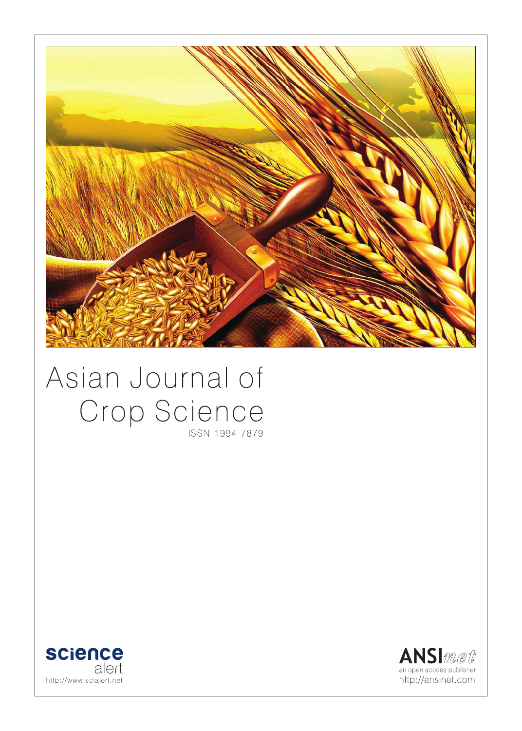# Asian Journal of Crop Science

ISSN 1994-7879

science alert
http://www.scialert.net

ANSInet
an open access publisher
http://ansinet.com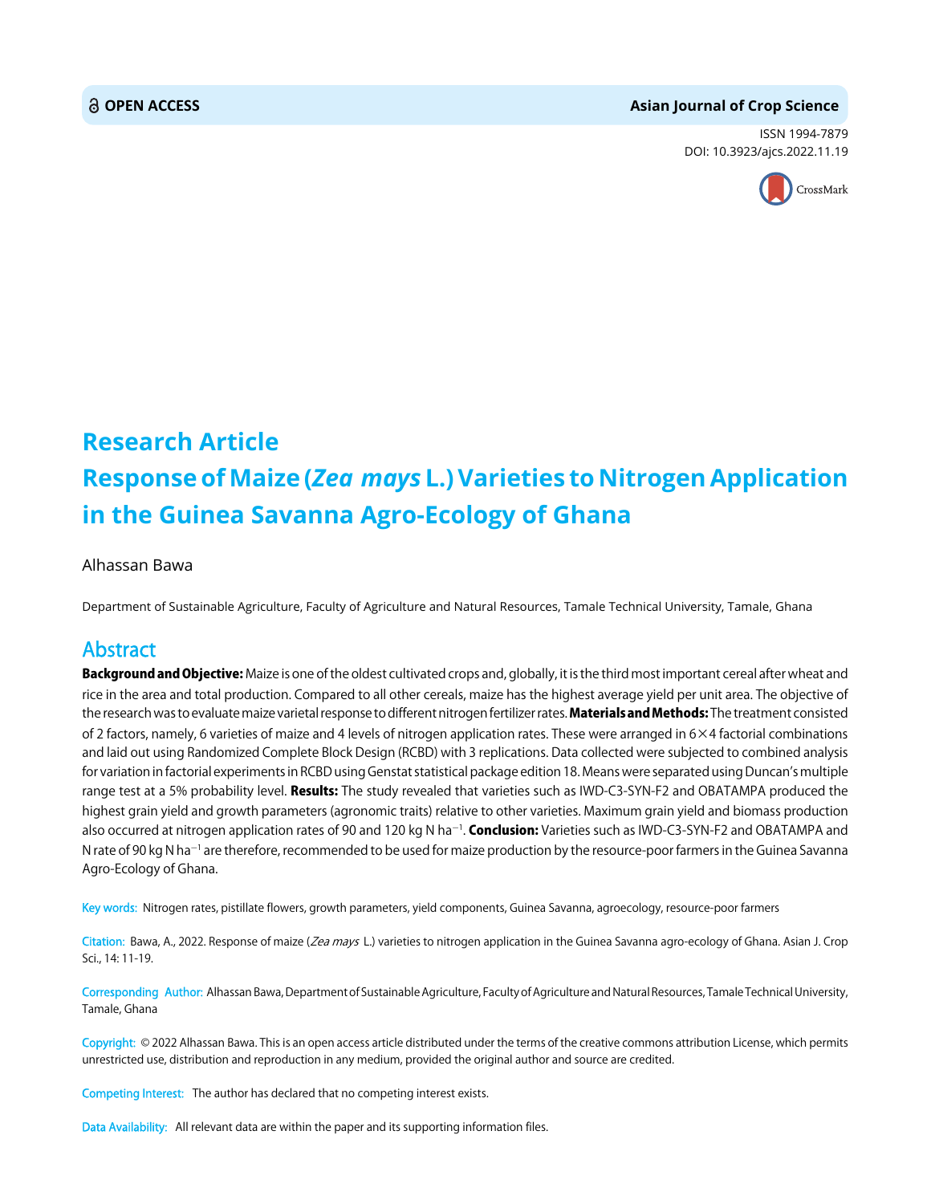# Research Article

# Response of Maize (*Zea mays* L.) Varieties to Nitrogen Application in the Guinea Savanna Agro-Ecology of Ghana

Alhassan Bawa

Department of Sustainable Agriculture, Faculty of Agriculture and Natural Resources, Tamale Technical University, Tamale, Ghana

## Abstract

**Background and Objective:** Maize is one of the oldest cultivated crops and, globally, it is the third most important cereal after wheat and rice in the area and total production. Compared to all other cereals, maize has the highest average yield per unit area. The objective of the research was to evaluate maize varietal response to different nitrogen fertilizer rates. **Materials and Methods:** The treatment consisted of 2 factors, namely, 6 varieties of maize and 4 levels of nitrogen application rates. These were arranged in 6×4 factorial combinations and laid out using Randomized Complete Block Design (RCBD) with 3 replications. Data collected were subjected to combined analysis for variation in factorial experiments in RCBD using Genstat statistical package edition 18. Means were separated using Duncan's multiple range test at a 5% probability level. **Results:** The study revealed that varieties such as IWD-C3-SYN-F2 and OBATAMPA produced the highest grain yield and growth parameters (agronomic traits) relative to other varieties. Maximum grain yield and biomass production also occurred at nitrogen application rates of 90 and 120 kg N $ha^{-1}$. **Conclusion:** Varieties such as IWD-C3-SYN-F2 and OBATAMPA and N rate of 90 kg N $ha^{-1}$ are therefore, recommended to be used for maize production by the resource-poor farmers in the Guinea Savanna Agro-Ecology of Ghana.

**Key words:** Nitrogen rates, pistillate flowers, growth parameters, yield components, Guinea Savanna, agroecology, resource-poor farmers

**Citation:** Bawa, A., 2022. Response of maize (*Zea mays* L.) varieties to nitrogen application in the Guinea Savanna agro-ecology of Ghana. Asian J. Crop Sci., 14: 11-19.

**Corresponding Author:** Alhassan Bawa, Department of Sustainable Agriculture, Faculty of Agriculture and Natural Resources, Tamale Technical University, Tamale, Ghana

**Copyright:** © 2022 Alhassan Bawa. This is an open access article distributed under the terms of the creative commons attribution License, which permits unrestricted use, distribution and reproduction in any medium, provided the original author and source are credited.

**Competing Interest:** The author has declared that no competing interest exists.

**Data Availability:** All relevant data are within the paper and its supporting information files.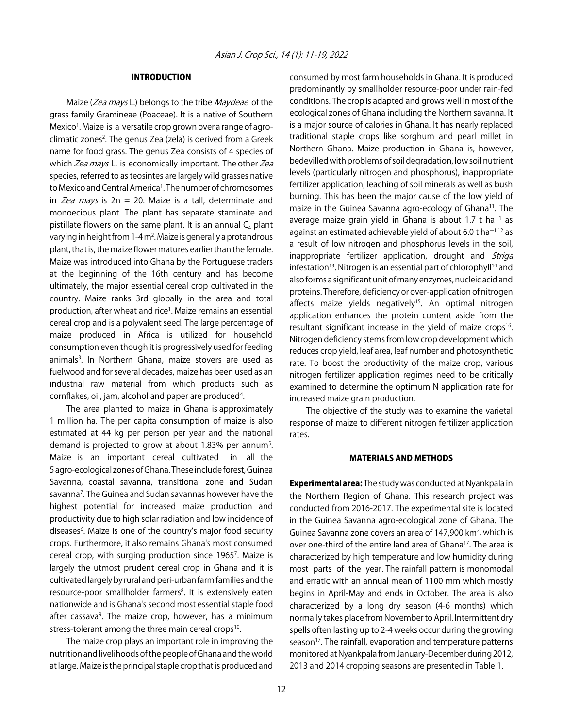## INTRODUCTION

Maize (*Zea mays* L.) belongs to the tribe *Maydeae* of the grass family Gramineae (Poaceae). It is a native of Southern Mexico[1]. Maize is a versatile crop grown over a range of agro-climatic zones[2]. The genus Zea (zela) is derived from a Greek name for food grass. The genus Zea consists of 4 species of which *Zea mays* L. is economically important. The other *Zea* species, referred to as teosintes are largely wild grasses native to Mexico and Central America[1]. The number of chromosomes in *Zea mays* is 2n = 20. Maize is a tall, determinate and monoecious plant. The plant has separate staminate and pistillate flowers on the same plant. It is an annual $C_4$ plant varying in height from 1-4 m[2]. Maize is generally a protandrous plant, that is, the maize flower matures earlier than the female. Maize was introduced into Ghana by the Portuguese traders at the beginning of the 16th century and has become ultimately, the major essential cereal crop cultivated in the country. Maize ranks 3rd globally in the area and total production, after wheat and rice[1]. Maize remains an essential cereal crop and is a polyvalent seed. The large percentage of maize produced in Africa is utilized for household consumption even though it is progressively used for feeding animals[3]. In Northern Ghana, maize stovers are used as fuelwood and for several decades, maize has been used as an industrial raw material from which products such as cornflakes, oil, jam, alcohol and paper are produced[4].

The area planted to maize in Ghana is approximately 1 million ha. The per capita consumption of maize is also estimated at 44 kg per person per year and the national demand is projected to grow at about 1.83% per annum[5]. Maize is an important cereal cultivated in all the 5 agro-ecological zones of Ghana. These include forest, Guinea Savanna, coastal savanna, transitional zone and Sudan savanna[7]. The Guinea and Sudan savannas however have the highest potential for increased maize production and productivity due to high solar radiation and low incidence of diseases[6]. Maize is one of the country's major food security crops. Furthermore, it also remains Ghana's most consumed cereal crop, with surging production since 1965[7]. Maize is largely the utmost prudent cereal crop in Ghana and it is cultivated largely by rural and peri-urban farm families and the resource-poor smallholder farmers[8]. It is extensively eaten nationwide and is Ghana's second most essential staple food after cassava[9]. The maize crop, however, has a minimum stress-tolerant among the three main cereal crops[10].

The maize crop plays an important role in improving the nutrition and livelihoods of the people of Ghana and the world at large. Maize is the principal staple crop that is produced and consumed by most farm households in Ghana. It is produced predominantly by smallholder resource-poor under rain-fed conditions. The crop is adapted and grows well in most of the ecological zones of Ghana including the Northern savanna. It is a major source of calories in Ghana. It has nearly replaced traditional staple crops like sorghum and pearl millet in Northern Ghana. Maize production in Ghana is, however, bedevilled with problems of soil degradation, low soil nutrient levels (particularly nitrogen and phosphorus), inappropriate fertilizer application, leaching of soil minerals as well as bush burning. This has been the major cause of the low yield of maize in the Guinea Savanna agro-ecology of Ghana[11]. The average maize grain yield in Ghana is about 1.7 t $ha^{-1}$ as against an estimated achievable yield of about 6.0 t $ha^{-1}$ [12] as a result of low nitrogen and phosphorus levels in the soil, inappropriate fertilizer application, drought and *Striga* infestation[13]. Nitrogen is an essential part of chlorophyll[14] and also forms a significant unit of many enzymes, nucleic acid and proteins. Therefore, deficiency or over-application of nitrogen affects maize yields negatively[15]. An optimal nitrogen application enhances the protein content aside from the resultant significant increase in the yield of maize crops[16]. Nitrogen deficiency stems from low crop development which reduces crop yield, leaf area, leaf number and photosynthetic rate. To boost the productivity of the maize crop, various nitrogen fertilizer application regimes need to be critically examined to determine the optimum N application rate for increased maize grain production.

The objective of the study was to examine the varietal response of maize to different nitrogen fertilizer application rates.

## MATERIALS AND METHODS

**Experimental area:** The study was conducted at Nyankpala in the Northern Region of Ghana. This research project was conducted from 2016-2017. The experimental site is located in the Guinea Savanna agro-ecological zone of Ghana. The Guinea Savanna zone covers an area of 147,900 km$^2$, which is over one-third of the entire land area of Ghana[17]. The area is characterized by high temperature and low humidity during most parts of the year. The rainfall pattern is monomodal and erratic with an annual mean of 1100 mm which mostly begins in April-May and ends in October. The area is also characterized by a long dry season (4-6 months) which normally takes place from November to April. Intermittent dry spells often lasting up to 2-4 weeks occur during the growing season[17]. The rainfall, evaporation and temperature patterns monitored at Nyankpala from January-December during 2012, 2013 and 2014 cropping seasons are presented in Table 1.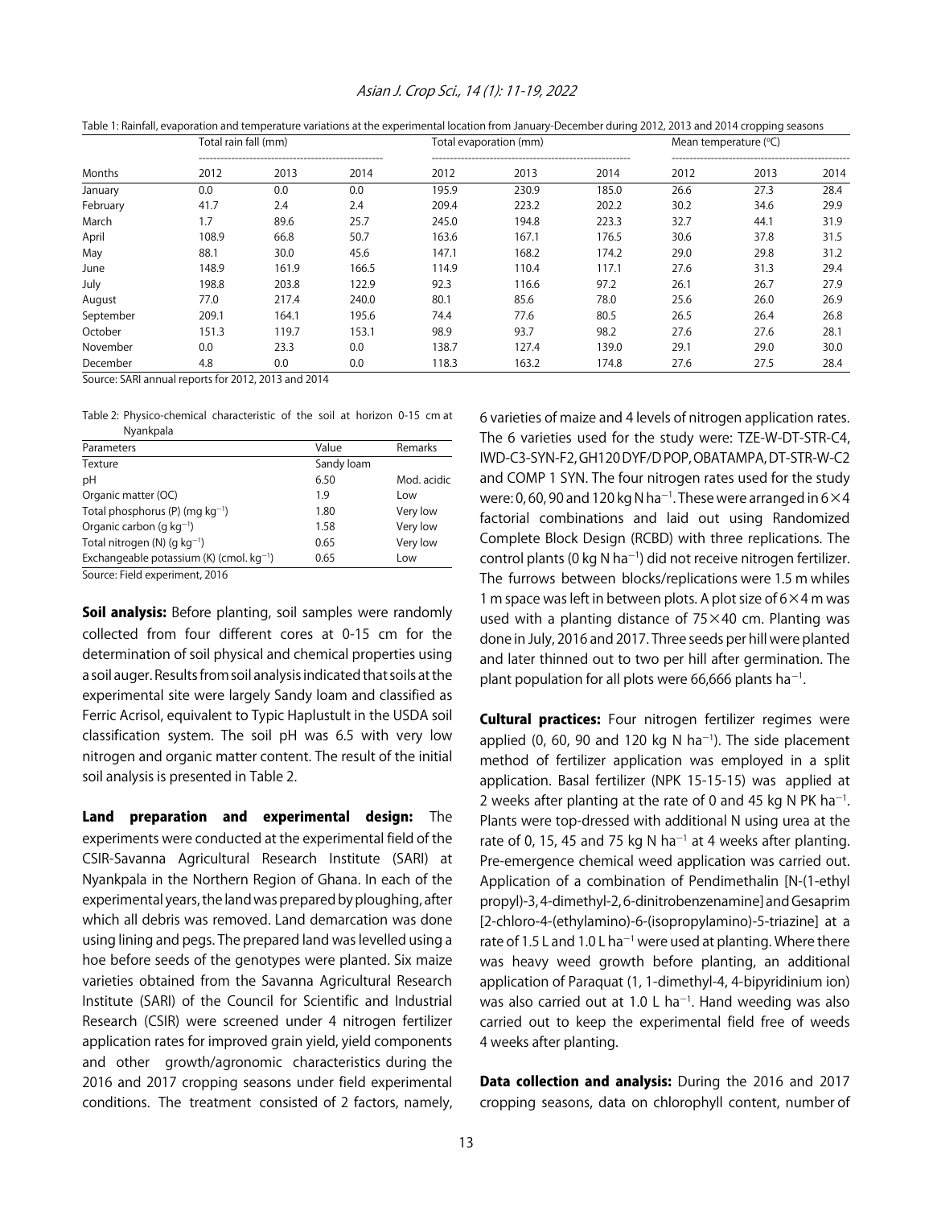Table 1: Rainfall, evaporation and temperature variations at the experimental location from January-December during 2012, 2013 and 2014 cropping seasons

| | Total rain fall (mm) | | | Total evaporation (mm) | | | Mean temperature (°C) | | |
|---|---|---|---|---|---|---|---|---|---|
| Months | 2012 | 2013 | 2014 | 2012 | 2013 | 2014 | 2012 | 2013 | 2014 |
| January | 0.0 | 0.0 | 0.0 | 195.9 | 230.9 | 185.0 | 26.6 | 27.3 | 28.4 |
| February | 41.7 | 2.4 | 2.4 | 209.4 | 223.2 | 202.2 | 30.2 | 34.6 | 29.9 |
| March | 1.7 | 89.6 | 25.7 | 245.0 | 194.8 | 223.3 | 32.7 | 44.1 | 31.9 |
| April | 108.9 | 66.8 | 50.7 | 163.6 | 167.1 | 176.5 | 30.6 | 37.8 | 31.5 |
| May | 88.1 | 30.0 | 45.6 | 147.1 | 168.2 | 174.2 | 29.0 | 29.8 | 31.2 |
| June | 148.9 | 161.9 | 166.5 | 114.9 | 110.4 | 117.1 | 27.6 | 31.3 | 29.4 |
| July | 198.8 | 203.8 | 122.9 | 92.3 | 116.6 | 97.2 | 26.1 | 26.7 | 27.9 |
| August | 77.0 | 217.4 | 240.0 | 80.1 | 85.6 | 78.0 | 25.6 | 26.0 | 26.9 |
| September | 209.1 | 164.1 | 195.6 | 74.4 | 77.6 | 80.5 | 26.5 | 26.4 | 26.8 |
| October | 151.3 | 119.7 | 153.1 | 98.9 | 93.7 | 98.2 | 27.6 | 27.6 | 28.1 |
| November | 0.0 | 23.3 | 0.0 | 138.7 | 127.4 | 139.0 | 29.1 | 29.0 | 30.0 |
| December | 4.8 | 0.0 | 0.0 | 118.3 | 163.2 | 174.8 | 27.6 | 27.5 | 28.4 |

Source: SARI annual reports for 2012, 2013 and 2014

Table 2: Physico-chemical characteristic of the soil at horizon 0-15 cm at Nyankpala

| Parameters | Value | Remarks |
|---|---|---|
| Texture | Sandy loam | |
| pH | 6.50 | Mod. acidic |
| Organic matter (OC) | 1.9 | Low |
| Total phosphorus (P) (mg kg$^{-1}$) | 1.80 | Very low |
| Organic carbon (g kg$^{-1}$) | 1.58 | Very low |
| Total nitrogen (N) (g kg$^{-1}$) | 0.65 | Very low |
| Exchangeable potassium (K) (cmol. kg$^{-1}$) | 0.65 | Low |

Source: Field experiment, 2016

**Soil analysis:** Before planting, soil samples were randomly collected from four different cores at 0-15 cm for the determination of soil physical and chemical properties using a soil auger. Results from soil analysis indicated that soils at the experimental site were largely Sandy loam and classified as Ferric Acrisol, equivalent to Typic Haplustult in the USDA soil classification system. The soil pH was 6.5 with very low nitrogen and organic matter content. The result of the initial soil analysis is presented in Table 2.

**Land preparation and experimental design:** The experiments were conducted at the experimental field of the CSIR-Savanna Agricultural Research Institute (SARI) at Nyankpala in the Northern Region of Ghana. In each of the experimental years, the land was prepared by ploughing, after which all debris was removed. Land demarcation was done using lining and pegs. The prepared land was levelled using a hoe before seeds of the genotypes were planted. Six maize varieties obtained from the Savanna Agricultural Research Institute (SARI) of the Council for Scientific and Industrial Research (CSIR) were screened under 4 nitrogen fertilizer application rates for improved grain yield, yield components and other growth/agronomic characteristics during the 2016 and 2017 cropping seasons under field experimental conditions. The treatment consisted of 2 factors, namely, 6 varieties of maize and 4 levels of nitrogen application rates. The 6 varieties used for the study were: TZE-W-DT-STR-C4, IWD-C3-SYN-F2, GH120 DYF/D POP, OBATAMPA, DT-STR-W-C2 and COMP 1 SYN. The four nitrogen rates used for the study were: 0, 60, 90 and 120 kg N ha$^{-1}$. These were arranged in 6×4 factorial combinations and laid out using Randomized Complete Block Design (RCBD) with three replications. The control plants (0 kg N ha$^{-1}$) did not receive nitrogen fertilizer. The furrows between blocks/replications were 1.5 m whiles 1 m space was left in between plots. A plot size of 6×4 m was used with a planting distance of 75×40 cm. Planting was done in July, 2016 and 2017. Three seeds per hill were planted and later thinned out to two per hill after germination. The plant population for all plots were 66,666 plants ha$^{-1}$.

**Cultural practices:** Four nitrogen fertilizer regimes were applied (0, 60, 90 and 120 kg N ha$^{-1}$). The side placement method of fertilizer application was employed in a split application. Basal fertilizer (NPK 15-15-15) was applied at 2 weeks after planting at the rate of 0 and 45 kg N PK ha$^{-1}$. Plants were top-dressed with additional N using urea at the rate of 0, 15, 45 and 75 kg N ha$^{-1}$ at 4 weeks after planting. Pre-emergence chemical weed application was carried out. Application of a combination of Pendimethalin [N-(1-ethyl propyl)-3, 4-dimethyl-2, 6-dinitrobenzenamine] and Gesaprim [2-chloro-4-(ethylamino)-6-(isopropylamino)-5-triazine] at a rate of 1.5 L and 1.0 L ha$^{-1}$ were used at planting. Where there was heavy weed growth before planting, an additional application of Paraquat (1, 1-dimethyl-4, 4-bipyridinium ion) was also carried out at 1.0 L ha$^{-1}$. Hand weeding was also carried out to keep the experimental field free of weeds 4 weeks after planting.

**Data collection and analysis:** During the 2016 and 2017 cropping seasons, data on chlorophyll content, number of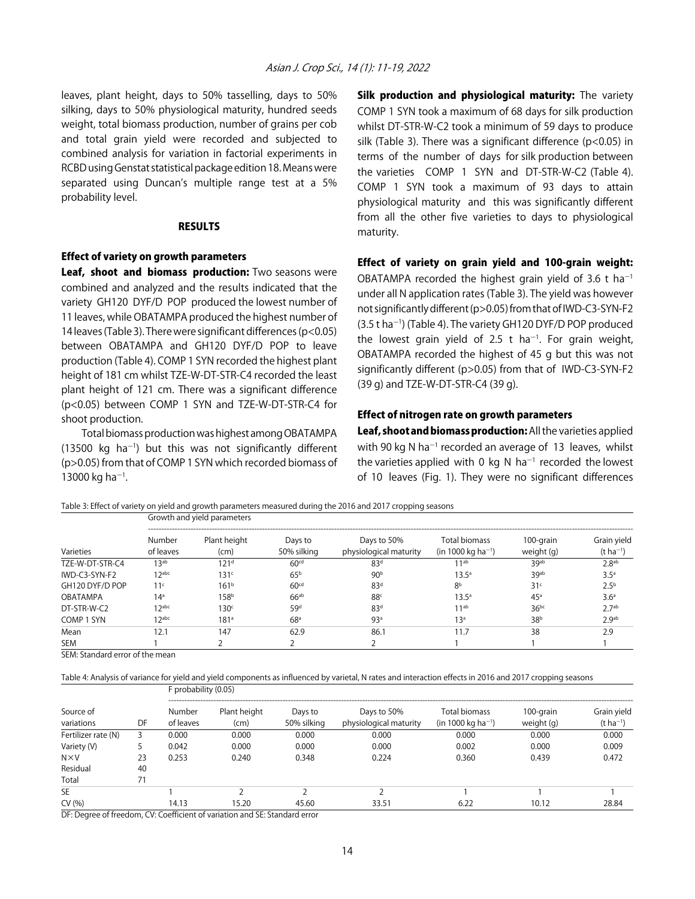leaves, plant height, days to 50% tasselling, days to 50% silking, days to 50% physiological maturity, hundred seeds weight, total biomass production, number of grains per cob and total grain yield were recorded and subjected to combined analysis for variation in factorial experiments in RCBD using Genstat statistical package edition 18. Means were separated using Duncan's multiple range test at a 5% probability level.

## RESULTS

### Effect of variety on growth parameters

**Leaf, shoot and biomass production:** Two seasons were combined and analyzed and the results indicated that the variety GH120 DYF/D POP produced the lowest number of 11 leaves, while OBATAMPA produced the highest number of 14 leaves (Table 3). There were significant differences ($p<0.05$) between OBATAMPA and GH120 DYF/D POP to leave production (Table 4). COMP 1 SYN recorded the highest plant height of 181 cm whilst TZE-W-DT-STR-C4 recorded the least plant height of 121 cm. There was a significant difference ($p<0.05$) between COMP 1 SYN and TZE-W-DT-STR-C4 for shoot production.

Total biomass production was highest among OBATAMPA (13500 kg ha$^{-1}$) but this was not significantly different ($p>0.05$) from that of COMP 1 SYN which recorded biomass of 13000 kg ha$^{-1}$.

**Silk production and physiological maturity:** The variety COMP 1 SYN took a maximum of 68 days for silk production whilst DT-STR-W-C2 took a minimum of 59 days to produce silk (Table 3). There was a significant difference ($p<0.05$) in terms of the number of days for silk production between the varieties COMP 1 SYN and DT-STR-W-C2 (Table 4). COMP 1 SYN took a maximum of 93 days to attain physiological maturity and this was significantly different from all the other five varieties to days to physiological maturity.

**Effect of variety on grain yield and 100-grain weight:** OBATAMPA recorded the highest grain yield of 3.6 t ha$^{-1}$ under all N application rates (Table 3). The yield was however not significantly different ($p>0.05$) from that of IWD-C3-SYN-F2 (3.5 t ha$^{-1}$) (Table 4). The variety GH120 DYF/D POP produced the lowest grain yield of 2.5 t ha$^{-1}$. For grain weight, OBATAMPA recorded the highest of 45 g but this was not significantly different ($p>0.05$) from that of IWD-C3-SYN-F2 (39 g) and TZE-W-DT-STR-C4 (39 g).

### Effect of nitrogen rate on growth parameters

**Leaf, shoot and biomass production:** All the varieties applied with 90 kg N ha$^{-1}$ recorded an average of 13 leaves, whilst the varieties applied with 0 kg N ha$^{-1}$ recorded the lowest of 10 leaves (Fig. 1). They were no significant differences

Table 3: Effect of variety on yield and growth parameters measured during the 2016 and 2017 cropping seasons

| | Growth and yield parameters | | | | | | |
|---|---|---|---|---|---|---|---|
| Varieties | Number of leaves | Plant height (cm) | Days to 50% silking | Days to 50% physiological maturity | Total biomass (in 1000 kg ha$^{-1}$) | 100-grain weight (g) | Grain yield (t ha$^{-1}$) |
| TZE-W-DT-STR-C4 | 13$^{ab}$ | 121$^{d}$ | 60$^{cd}$ | 83$^{d}$ | 11$^{ab}$ | 39$^{ab}$ | 2.8$^{ab}$ |
| IWD-C3-SYN-F2 | 12$^{abc}$ | 131$^{c}$ | 65$^{b}$ | 90$^{b}$ | 13.5$^{a}$ | 39$^{ab}$ | 3.5$^{a}$ |
| GH120 DYF/D POP | 11$^{c}$ | 161$^{b}$ | 60$^{cd}$ | 83$^{d}$ | 8$^{b}$ | 31$^{c}$ | 2.5$^{b}$ |
| OBATAMPA | 14$^{a}$ | 158$^{b}$ | 66$^{ab}$ | 88$^{c}$ | 13.5$^{a}$ | 45$^{a}$ | 3.6$^{a}$ |
| DT-STR-W-C2 | 12$^{abc}$ | 130$^{c}$ | 59$^{d}$ | 83$^{d}$ | 11$^{ab}$ | 36$^{bc}$ | 2.7$^{ab}$ |
| COMP 1 SYN | 12$^{abc}$ | 181$^{a}$ | 68$^{a}$ | 93$^{a}$ | 13$^{a}$ | 38$^{b}$ | 2.9$^{ab}$ |
| Mean | 12.1 | 147 | 62.9 | 86.1 | 11.7 | 38 | 2.9 |
| SEM | 1 | 2 | 2 | 2 | 1 | 1 | 1 |

SEM: Standard error of the mean

Table 4: Analysis of variance for yield and yield components as influenced by varietal, N rates and interaction effects in 2016 and 2017 cropping seasons

| | | F probability (0.05) | | | | | | |
|---|---|---|---|---|---|---|---|---|
| Source of variations | DF | Number of leaves | Plant height (cm) | Days to 50% silking | Days to 50% physiological maturity | Total biomass (in 1000 kg ha$^{-1}$) | 100-grain weight (g) | Grain yield (t ha$^{-1}$) |
| Fertilizer rate (N) | 3 | 0.000 | 0.000 | 0.000 | 0.000 | 0.000 | 0.000 | 0.000 |
| Variety (V) | 5 | 0.042 | 0.000 | 0.000 | 0.000 | 0.002 | 0.000 | 0.009 |
| N×V | 23 | 0.253 | 0.240 | 0.348 | 0.224 | 0.360 | 0.439 | 0.472 |
| Residual | 40 | | | | | | | |
| Total | 71 | | | | | | | |
| SE | | 1 | 2 | 2 | 2 | 1 | 1 | 1 |
| CV (%) | | 14.13 | 15.20 | 45.60 | 33.51 | 6.22 | 10.12 | 28.84 |

DF: Degree of freedom, CV: Coefficient of variation and SE: Standard error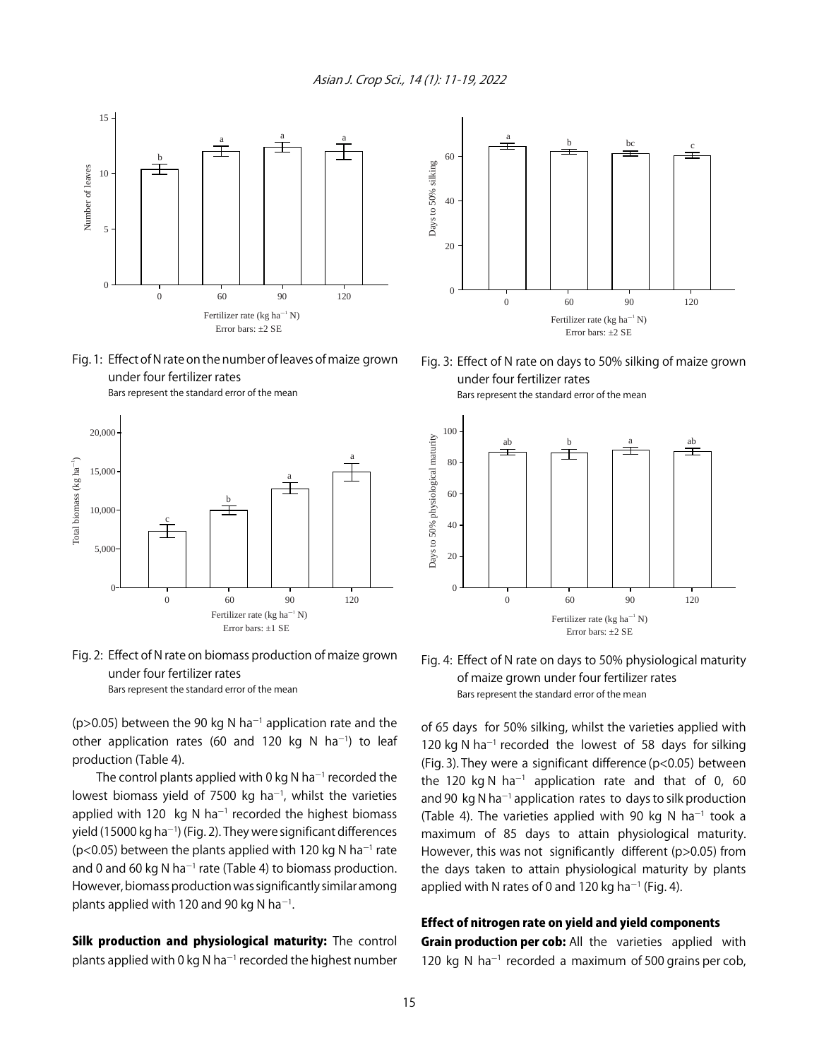Fig. 1: Effect of N rate on the number of leaves of maize grown under four fertilizer rates

Bars represent the standard error of the mean

Fig. 2: Effect of N rate on biomass production of maize grown under four fertilizer rates

Bars represent the standard error of the mean

Fig. 3: Effect of N rate on days to 50% silking of maize grown under four fertilizer rates

Bars represent the standard error of the mean

Fig. 4: Effect of N rate on days to 50% physiological maturity of maize grown under four fertilizer rates

Bars represent the standard error of the mean

($p>0.05$) between the 90 kg N $ha^{-1}$ application rate and the other application rates (60 and 120 kg N $ha^{-1}$) to leaf production (Table 4).

The control plants applied with 0 kg N $ha^{-1}$ recorded the lowest biomass yield of 7500 kg $ha^{-1}$, whilst the varieties applied with 120 kg N $ha^{-1}$ recorded the highest biomass yield (15000 kg $ha^{-1}$) (Fig. 2). They were significant differences ($p<0.05$) between the plants applied with 120 kg N $ha^{-1}$ rate and 0 and 60 kg N $ha^{-1}$ rate (Table 4) to biomass production. However, biomass production was significantly similar among plants applied with 120 and 90 kg N $ha^{-1}$.

**Silk production and physiological maturity:** The control plants applied with 0 kg N $ha^{-1}$ recorded the highest number of 65 days for 50% silking, whilst the varieties applied with 120 kg N $ha^{-1}$ recorded the lowest of 58 days for silking (Fig. 3). They were a significant difference ($p<0.05$) between the 120 kg N $ha^{-1}$ application rate and that of 0, 60 and 90 kg N $ha^{-1}$ application rates to days to silk production (Table 4). The varieties applied with 90 kg N $ha^{-1}$ took a maximum of 85 days to attain physiological maturity. However, this was not significantly different ($p>0.05$) from the days taken to attain physiological maturity by plants applied with N rates of 0 and 120 kg $ha^{-1}$ (Fig. 4).

### Effect of nitrogen rate on yield and yield components

**Grain production per cob:** All the varieties applied with 120 kg N $ha^{-1}$ recorded a maximum of 500 grains per cob,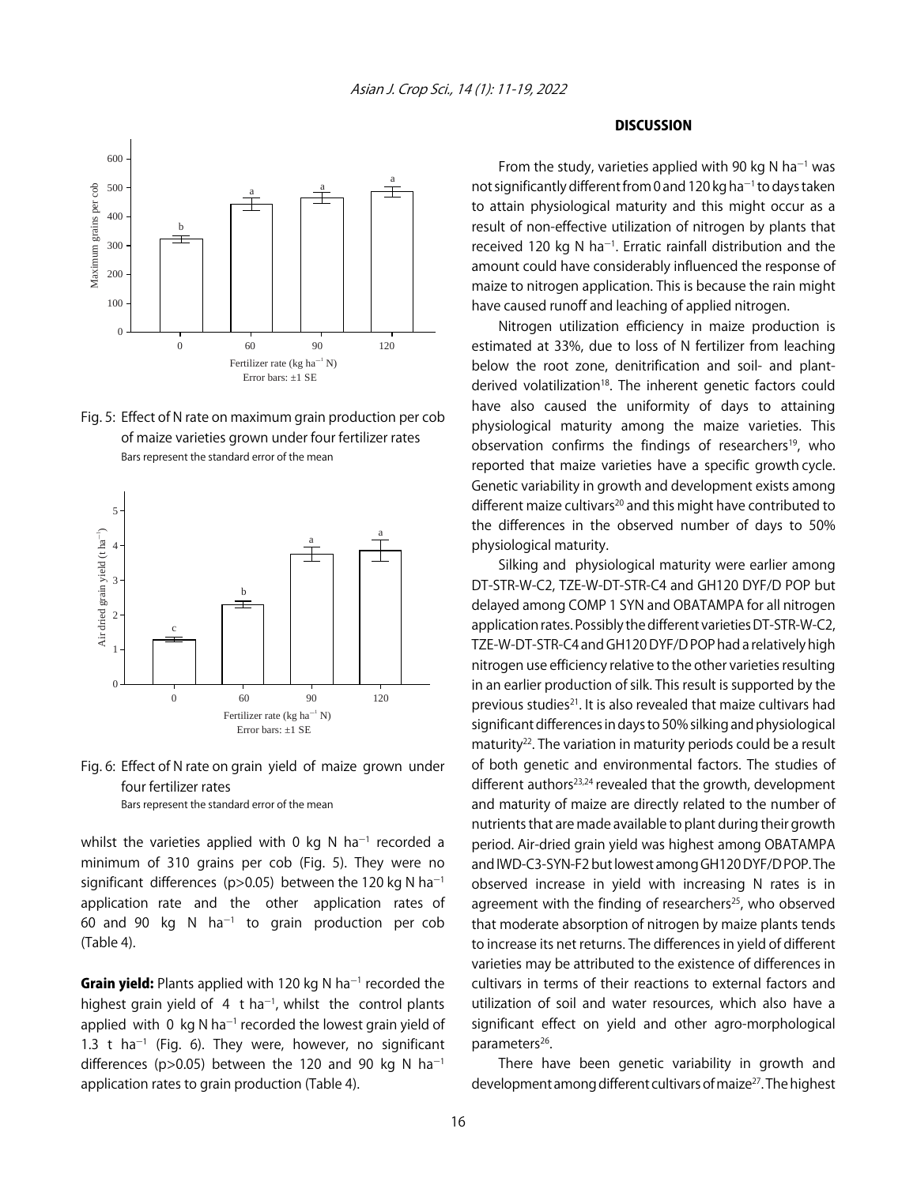Fig. 5: Effect of N rate on maximum grain production per cob of maize varieties grown under four fertilizer rates

Bars represent the standard error of the mean

Fig. 6: Effect of N rate on grain yield of maize grown under four fertilizer rates

Bars represent the standard error of the mean

whilst the varieties applied with 0 kg N ha$^{-1}$ recorded a minimum of 310 grains per cob (Fig. 5). They were no significant differences ($p>0.05$) between the 120 kg N ha$^{-1}$ application rate and the other application rates of 60 and 90 kg N ha$^{-1}$ to grain production per cob (Table 4).

**Grain yield:** Plants applied with 120 kg N ha$^{-1}$ recorded the highest grain yield of 4 t ha$^{-1}$, whilst the control plants applied with 0 kg N ha$^{-1}$ recorded the lowest grain yield of 1.3 t ha$^{-1}$ (Fig. 6). They were, however, no significant differences ($p>0.05$) between the 120 and 90 kg N ha$^{-1}$ application rates to grain production (Table 4).

## DISCUSSION

From the study, varieties applied with 90 kg N ha$^{-1}$ was not significantly different from 0 and 120 kg ha$^{-1}$ to days taken to attain physiological maturity and this might occur as a result of non-effective utilization of nitrogen by plants that received 120 kg N ha$^{-1}$. Erratic rainfall distribution and the amount could have considerably influenced the response of maize to nitrogen application. This is because the rain might have caused runoff and leaching of applied nitrogen.

Nitrogen utilization efficiency in maize production is estimated at 33%, due to loss of N fertilizer from leaching below the root zone, denitrification and soil- and plant-derived volatilization[18]. The inherent genetic factors could have also caused the uniformity of days to attaining physiological maturity among the maize varieties. This observation confirms the findings of researchers[19], who reported that maize varieties have a specific growth cycle. Genetic variability in growth and development exists among different maize cultivars[20] and this might have contributed to the differences in the observed number of days to 50% physiological maturity.

Silking and physiological maturity were earlier among DT-STR-W-C2, TZE-W-DT-STR-C4 and GH120 DYF/D POP but delayed among COMP 1 SYN and OBATAMPA for all nitrogen application rates. Possibly the different varieties DT-STR-W-C2, TZE-W-DT-STR-C4 and GH120 DYF/D POP had a relatively high nitrogen use efficiency relative to the other varieties resulting in an earlier production of silk. This result is supported by the previous studies[21]. It is also revealed that maize cultivars had significant differences in days to 50% silking and physiological maturity[22]. The variation in maturity periods could be a result of both genetic and environmental factors. The studies of different authors[23,24] revealed that the growth, development and maturity of maize are directly related to the number of nutrients that are made available to plant during their growth period. Air-dried grain yield was highest among OBATAMPA and IWD-C3-SYN-F2 but lowest among GH120 DYF/D POP. The observed increase in yield with increasing N rates is in agreement with the finding of researchers[25], who observed that moderate absorption of nitrogen by maize plants tends to increase its net returns. The differences in yield of different varieties may be attributed to the existence of differences in cultivars in terms of their reactions to external factors and utilization of soil and water resources, which also have a significant effect on yield and other agro-morphological parameters[26].

There have been genetic variability in growth and development among different cultivars of maize[27]. The highest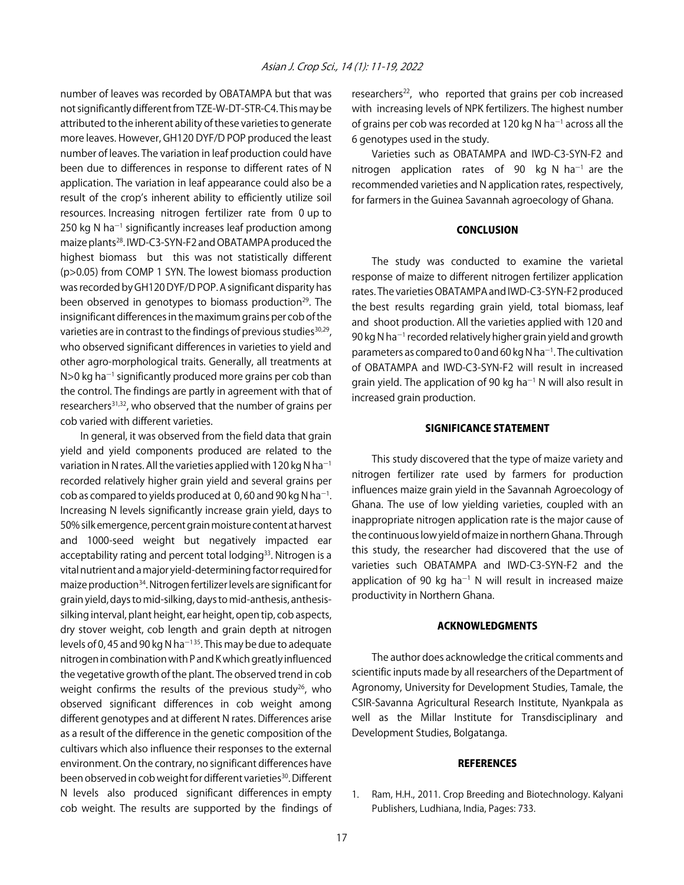number of leaves was recorded by OBATAMPA but that was not significantly different from TZE-W-DT-STR-C4. This may be attributed to the inherent ability of these varieties to generate more leaves. However, GH120 DYF/D POP produced the least number of leaves. The variation in leaf production could have been due to differences in response to different rates of N application. The variation in leaf appearance could also be a result of the crop's inherent ability to efficiently utilize soil resources. Increasing nitrogen fertilizer rate from 0 up to 250 kg N $ha^{-1}$ significantly increases leaf production among maize plants[28]. IWD-C3-SYN-F2 and OBATAMPA produced the highest biomass but this was not statistically different ($p>0.05$) from COMP 1 SYN. The lowest biomass production was recorded by GH120 DYF/D POP. A significant disparity has been observed in genotypes to biomass production[29]. The insignificant differences in the maximum grains per cob of the varieties are in contrast to the findings of previous studies[30,29], who observed significant differences in varieties to yield and other agro-morphological traits. Generally, all treatments at N>0 kg $ha^{-1}$ significantly produced more grains per cob than the control. The findings are partly in agreement with that of researchers[31,32], who observed that the number of grains per cob varied with different varieties.

In general, it was observed from the field data that grain yield and yield components produced are related to the variation in N rates. All the varieties applied with 120 kg N $ha^{-1}$ recorded relatively higher grain yield and several grains per cob as compared to yields produced at 0, 60 and 90 kg N $ha^{-1}$. Increasing N levels significantly increase grain yield, days to 50% silk emergence, percent grain moisture content at harvest and 1000-seed weight but negatively impacted ear acceptability rating and percent total lodging[33]. Nitrogen is a vital nutrient and a major yield-determining factor required for maize production[34]. Nitrogen fertilizer levels are significant for grain yield, days to mid-silking, days to mid-anthesis, anthesis-silking interval, plant height, ear height, open tip, cob aspects, dry stover weight, cob length and grain depth at nitrogen levels of 0, 45 and 90 kg N $ha^{-1}$[35]. This may be due to adequate nitrogen in combination with P and K which greatly influenced the vegetative growth of the plant. The observed trend in cob weight confirms the results of the previous study[26], who observed significant differences in cob weight among different genotypes and at different N rates. Differences arise as a result of the difference in the genetic composition of the cultivars which also influence their responses to the external environment. On the contrary, no significant differences have been observed in cob weight for different varieties[30]. Different N levels also produced significant differences in empty cob weight. The results are supported by the findings of researchers[22], who reported that grains per cob increased with increasing levels of NPK fertilizers. The highest number of grains per cob was recorded at 120 kg N $ha^{-1}$ across all the 6 genotypes used in the study.

Varieties such as OBATAMPA and IWD-C3-SYN-F2 and nitrogen application rates of 90 kg N $ha^{-1}$ are the recommended varieties and N application rates, respectively, for farmers in the Guinea Savannah agroecology of Ghana.

## CONCLUSION

The study was conducted to examine the varietal response of maize to different nitrogen fertilizer application rates. The varieties OBATAMPA and IWD-C3-SYN-F2 produced the best results regarding grain yield, total biomass, leaf and shoot production. All the varieties applied with 120 and 90 kg N $ha^{-1}$ recorded relatively higher grain yield and growth parameters as compared to 0 and 60 kg N $ha^{-1}$. The cultivation of OBATAMPA and IWD-C3-SYN-F2 will result in increased grain yield. The application of 90 kg $ha^{-1}$ N will also result in increased grain production.

## SIGNIFICANCE STATEMENT

This study discovered that the type of maize variety and nitrogen fertilizer rate used by farmers for production influences maize grain yield in the Savannah Agroecology of Ghana. The use of low yielding varieties, coupled with an inappropriate nitrogen application rate is the major cause of the continuous low yield of maize in northern Ghana. Through this study, the researcher had discovered that the use of varieties such OBATAMPA and IWD-C3-SYN-F2 and the application of 90 kg $ha^{-1}$ N will result in increased maize productivity in Northern Ghana.

## ACKNOWLEDGMENTS

The author does acknowledge the critical comments and scientific inputs made by all researchers of the Department of Agronomy, University for Development Studies, Tamale, the CSIR-Savanna Agricultural Research Institute, Nyankpala as well as the Millar Institute for Transdisciplinary and Development Studies, Bolgatanga.

## REFERENCES

1. Ram, H.H., 2011. Crop Breeding and Biotechnology. Kalyani Publishers, Ludhiana, India, Pages: 733.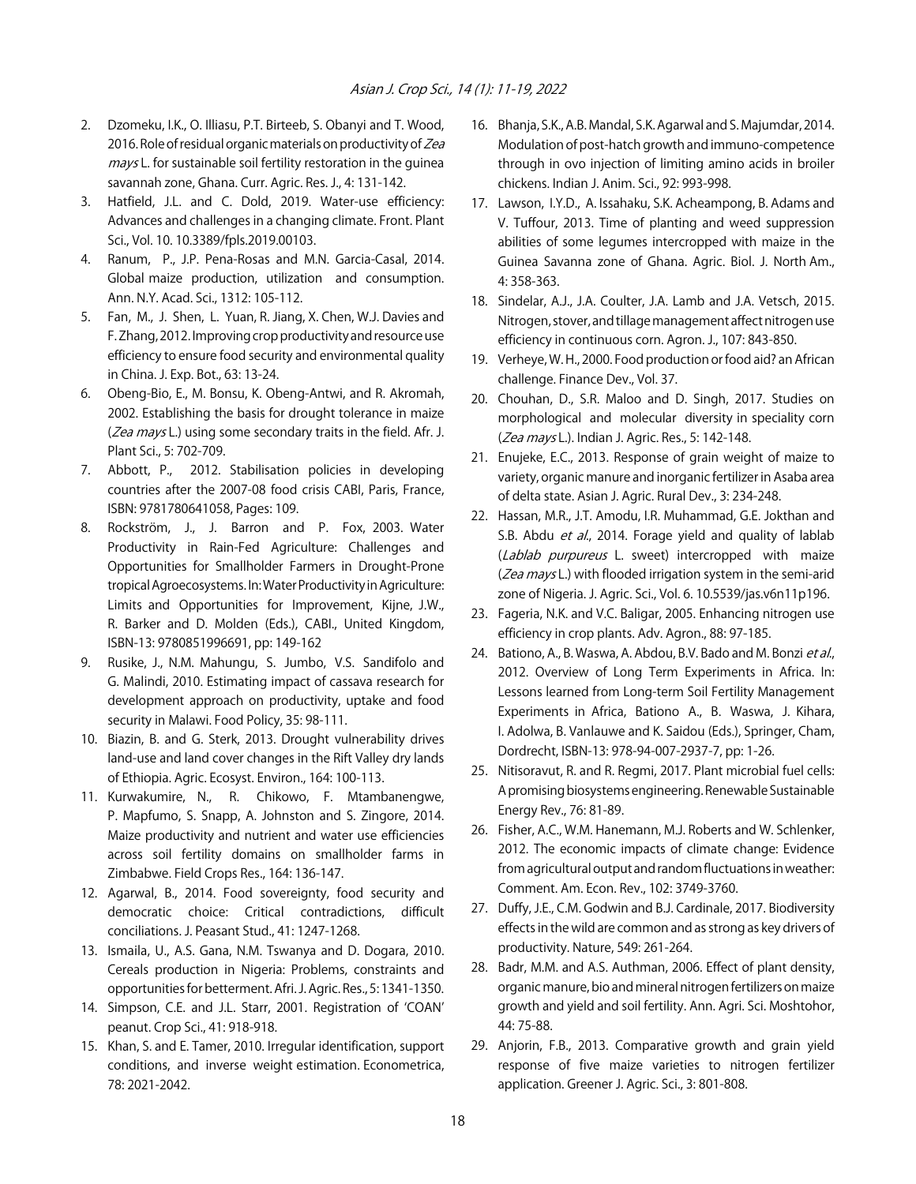2. Dzomeku, I.K., O. Illiasu, P.T. Birteeb, S. Obanyi and T. Wood, 2016. Role of residual organic materials on productivity of *Zea mays* L. for sustainable soil fertility restoration in the guinea savannah zone, Ghana. Curr. Agric. Res. J., 4: 131-142.
3. Hatfield, J.L. and C. Dold, 2019. Water-use efficiency: Advances and challenges in a changing climate. Front. Plant Sci., Vol. 10. 10.3389/fpls.2019.00103.
4. Ranum, P., J.P. Pena-Rosas and M.N. Garcia-Casal, 2014. Global maize production, utilization and consumption. Ann. N.Y. Acad. Sci., 1312: 105-112.
5. Fan, M., J. Shen, L. Yuan, R. Jiang, X. Chen, W.J. Davies and F. Zhang, 2012. Improving crop productivity and resource use efficiency to ensure food security and environmental quality in China. J. Exp. Bot., 63: 13-24.
6. Obeng-Bio, E., M. Bonsu, K. Obeng-Antwi, and R. Akromah, 2002. Establishing the basis for drought tolerance in maize (*Zea mays* L.) using some secondary traits in the field. Afr. J. Plant Sci., 5: 702-709.
7. Abbott, P., 2012. Stabilisation policies in developing countries after the 2007-08 food crisis CABI, Paris, France, ISBN: 9781780641058, Pages: 109.
8. Rockström, J., J. Barron and P. Fox, 2003. Water Productivity in Rain-Fed Agriculture: Challenges and Opportunities for Smallholder Farmers in Drought-Prone tropical Agroecosystems. In: Water Productivity in Agriculture: Limits and Opportunities for Improvement, Kijne, J.W., R. Barker and D. Molden (Eds.), CABI., United Kingdom, ISBN-13: 9780851996691, pp: 149-162
9. Rusike, J., N.M. Mahungu, S. Jumbo, V.S. Sandifolo and G. Malindi, 2010. Estimating impact of cassava research for development approach on productivity, uptake and food security in Malawi. Food Policy, 35: 98-111.
10. Biazin, B. and G. Sterk, 2013. Drought vulnerability drives land-use and land cover changes in the Rift Valley dry lands of Ethiopia. Agric. Ecosyst. Environ., 164: 100-113.
11. Kurwakumire, N., R. Chikowo, F. Mtambanengwe, P. Mapfumo, S. Snapp, A. Johnston and S. Zingore, 2014. Maize productivity and nutrient and water use efficiencies across soil fertility domains on smallholder farms in Zimbabwe. Field Crops Res., 164: 136-147.
12. Agarwal, B., 2014. Food sovereignty, food security and democratic choice: Critical contradictions, difficult conciliations. J. Peasant Stud., 41: 1247-1268.
13. Ismaila, U., A.S. Gana, N.M. Tswanya and D. Dogara, 2010. Cereals production in Nigeria: Problems, constraints and opportunities for betterment. Afri. J. Agric. Res., 5: 1341-1350.
14. Simpson, C.E. and J.L. Starr, 2001. Registration of 'COAN' peanut. Crop Sci., 41: 918-918.
15. Khan, S. and E. Tamer, 2010. Irregular identification, support conditions, and inverse weight estimation. Econometrica, 78: 2021-2042.
16. Bhanja, S.K., A.B. Mandal, S.K. Agarwal and S. Majumdar, 2014. Modulation of post-hatch growth and immuno-competence through in ovo injection of limiting amino acids in broiler chickens. Indian J. Anim. Sci., 92: 993-998.
17. Lawson, I.Y.D., A. Issahaku, S.K. Acheampong, B. Adams and V. Tuffour, 2013. Time of planting and weed suppression abilities of some legumes intercropped with maize in the Guinea Savanna zone of Ghana. Agric. Biol. J. North Am., 4: 358-363.
18. Sindelar, A.J., J.A. Coulter, J.A. Lamb and J.A. Vetsch, 2015. Nitrogen, stover, and tillage management affect nitrogen use efficiency in continuous corn. Agron. J., 107: 843-850.
19. Verheye, W. H., 2000. Food production or food aid? an African challenge. Finance Dev., Vol. 37.
20. Chouhan, D., S.R. Maloo and D. Singh, 2017. Studies on morphological and molecular diversity in speciality corn (*Zea mays* L.). Indian J. Agric. Res., 5: 142-148.
21. Enujeke, E.C., 2013. Response of grain weight of maize to variety, organic manure and inorganic fertilizer in Asaba area of delta state. Asian J. Agric. Rural Dev., 3: 234-248.
22. Hassan, M.R., J.T. Amodu, I.R. Muhammad, G.E. Jokthan and S.B. Abdu *et al*., 2014. Forage yield and quality of lablab (*Lablab purpureus* L. sweet) intercropped with maize (*Zea mays* L.) with flooded irrigation system in the semi-arid zone of Nigeria. J. Agric. Sci., Vol. 6. 10.5539/jas.v6n11p196.
23. Fageria, N.K. and V.C. Baligar, 2005. Enhancing nitrogen use efficiency in crop plants. Adv. Agron., 88: 97-185.
24. Bationo, A., B. Waswa, A. Abdou, B.V. Bado and M. Bonzi *et al*., 2012. Overview of Long Term Experiments in Africa. In: Lessons learned from Long-term Soil Fertility Management Experiments in Africa, Bationo A., B. Waswa, J. Kihara, I. Adolwa, B. Vanlauwe and K. Saidou (Eds.), Springer, Cham, Dordrecht, ISBN-13: 978-94-007-2937-7, pp: 1-26.
25. Nitisoravut, R. and R. Regmi, 2017. Plant microbial fuel cells: A promising biosystems engineering. Renewable Sustainable Energy Rev., 76: 81-89.
26. Fisher, A.C., W.M. Hanemann, M.J. Roberts and W. Schlenker, 2012. The economic impacts of climate change: Evidence from agricultural output and random fluctuations in weather: Comment. Am. Econ. Rev., 102: 3749-3760.
27. Duffy, J.E., C.M. Godwin and B.J. Cardinale, 2017. Biodiversity effects in the wild are common and as strong as key drivers of productivity. Nature, 549: 261-264.
28. Badr, M.M. and A.S. Authman, 2006. Effect of plant density, organic manure, bio and mineral nitrogen fertilizers on maize growth and yield and soil fertility. Ann. Agri. Sci. Moshtohor, 44: 75-88.
29. Anjorin, F.B., 2013. Comparative growth and grain yield response of five maize varieties to nitrogen fertilizer application. Greener J. Agric. Sci., 3: 801-808.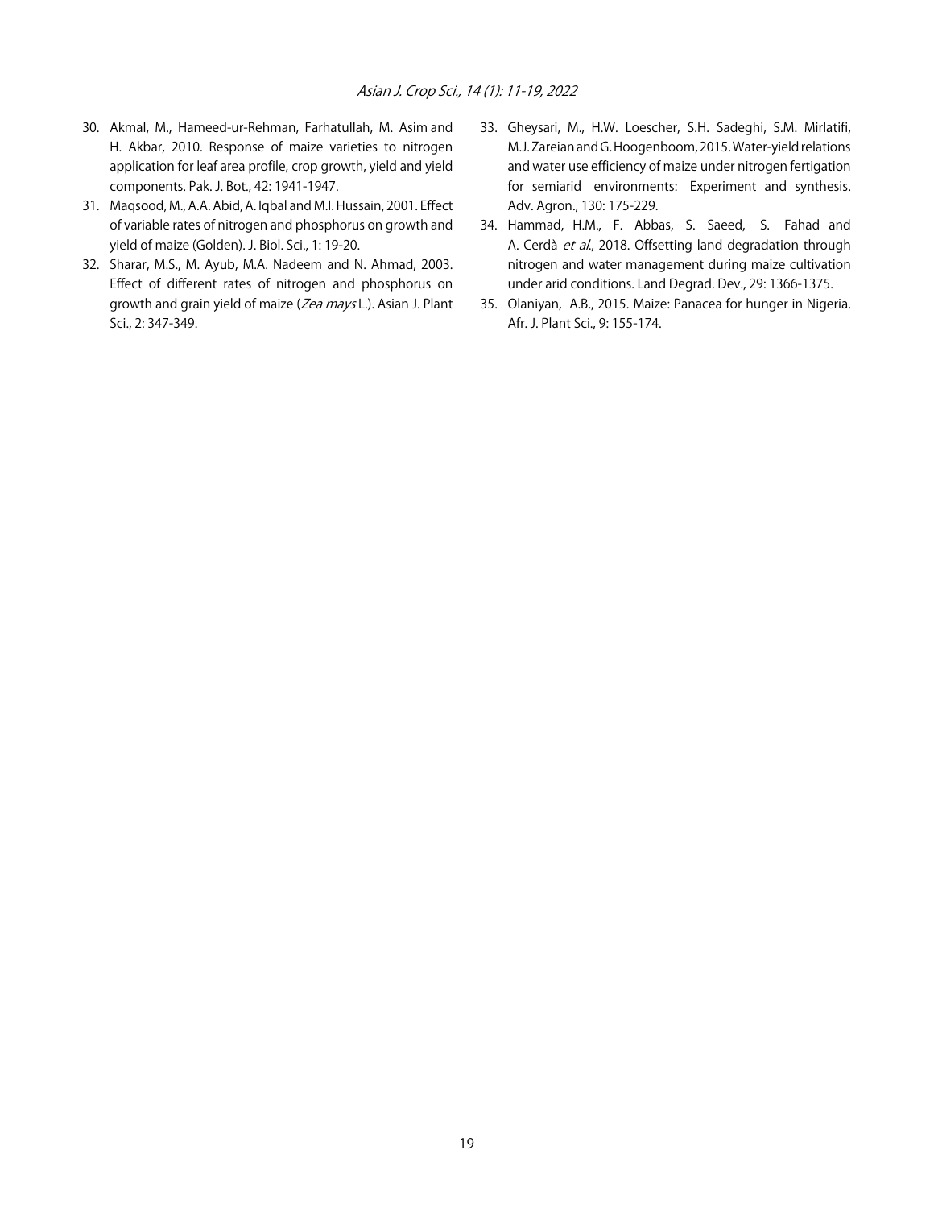30. Akmal, M., Hameed-ur-Rehman, Farhatullah, M. Asim and H. Akbar, 2010. Response of maize varieties to nitrogen application for leaf area profile, crop growth, yield and yield components. Pak. J. Bot., 42: 1941-1947.
31. Maqsood, M., A.A. Abid, A. Iqbal and M.I. Hussain, 2001. Effect of variable rates of nitrogen and phosphorus on growth and yield of maize (Golden). J. Biol. Sci., 1: 19-20.
32. Sharar, M.S., M. Ayub, M.A. Nadeem and N. Ahmad, 2003. Effect of different rates of nitrogen and phosphorus on growth and grain yield of maize (*Zea mays* L.). Asian J. Plant Sci., 2: 347-349.
33. Gheysari, M., H.W. Loescher, S.H. Sadeghi, S.M. Mirlatifi, M.J. Zareian and G. Hoogenboom, 2015. Water-yield relations and water use efficiency of maize under nitrogen fertigation for semiarid environments: Experiment and synthesis. Adv. Agron., 130: 175-229.
34. Hammad, H.M., F. Abbas, S. Saeed, S. Fahad and A. Cerdà *et al*., 2018. Offsetting land degradation through nitrogen and water management during maize cultivation under arid conditions. Land Degrad. Dev., 29: 1366-1375.
35. Olaniyan, A.B., 2015. Maize: Panacea for hunger in Nigeria. Afr. J. Plant Sci., 9: 155-174.